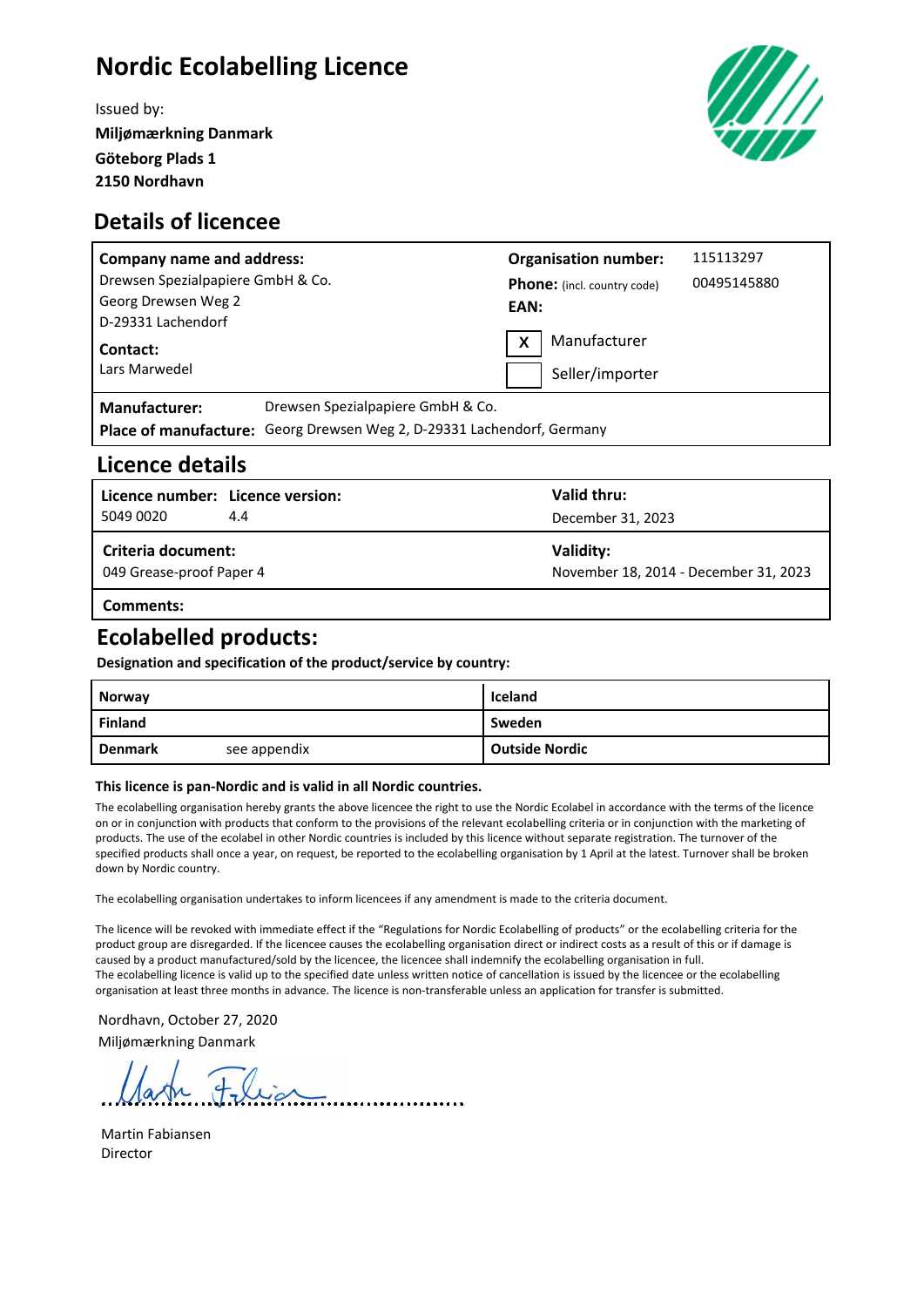# Nordic Ecolabelling Licence

Issued by:

**Miljømærkning Danmark**
**Göteborg Plads 1**
**2150 Nordhavn**

## Details of licencee

| | |
|---|---|
| **Company name and address:**<br>Drewsen Spezialpapiere GmbH & Co.<br>Georg Drewsen Weg 2<br>D-29331 Lachendorf | **Organisation number:** 115113297<br>**Phone:** (incl. country code) 00495145880<br>**EAN:** |
| **Contact:**<br>Lars Marwedel | [X] Manufacturer<br>[ ] Seller/importer |

**Manufacturer:** Drewsen Spezialpapiere GmbH & Co.
**Place of manufacture:** Georg Drewsen Weg 2, D-29331 Lachendorf, Germany

## Licence details

| | | |
|---|---|---|
| **Licence number:** 5049 0020 | **Licence version:** 4.4 | **Valid thru:** December 31, 2023 |
| **Criteria document:** 049 Grease-proof Paper 4 | | **Validity:** November 18, 2014 - December 31, 2023 |
| **Comments:** | | |

## Ecolabelled products:

**Designation and specification of the product/service by country:**

| | | |
|---|---|---|
| **Norway** | | **Iceland** |
| **Finland** | | **Sweden** |
| **Denmark** | see appendix | **Outside Nordic** |

**This licence is pan-Nordic and is valid in all Nordic countries.**

The ecolabelling organisation hereby grants the above licencee the right to use the Nordic Ecolabel in accordance with the terms of the licence on or in conjunction with products that conform to the provisions of the relevant ecolabelling criteria or in conjunction with the marketing of products. The use of the ecolabel in other Nordic countries is included by this licence without separate registration. The turnover of the specified products shall once a year, on request, be reported to the ecolabelling organisation by 1 April at the latest. Turnover shall be broken down by Nordic country.

The ecolabelling organisation undertakes to inform licencees if any amendment is made to the criteria document.

The licence will be revoked with immediate effect if the "Regulations for Nordic Ecolabelling of products" or the ecolabelling criteria for the product group are disregarded. If the licencee causes the ecolabelling organisation direct or indirect costs as a result of this or if damage is caused by a product manufactured/sold by the licencee, the licencee shall indemnify the ecolabelling organisation in full.
The ecolabelling licence is valid up to the specified date unless written notice of cancellation is issued by the licencee or the ecolabelling organisation at least three months in advance. The licence is non-transferable unless an application for transfer is submitted.

Nordhavn, October 27, 2020
Miljømærkning Danmark

Martin Fabiansen
Director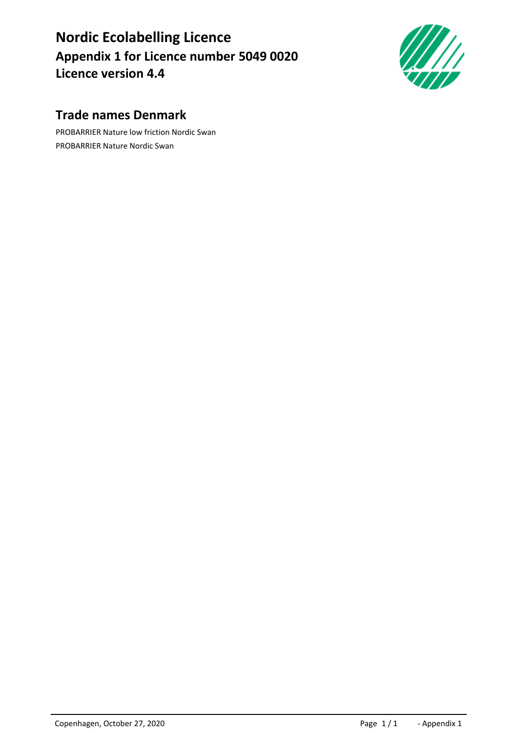# Nordic Ecolabelling Licence

## Appendix 1 for Licence number 5049 0020

## Licence version 4.4

## Trade names Denmark

PROBARRIER Nature low friction Nordic Swan

PROBARRIER Nature Nordic Swan

Copenhagen, October 27, 2020